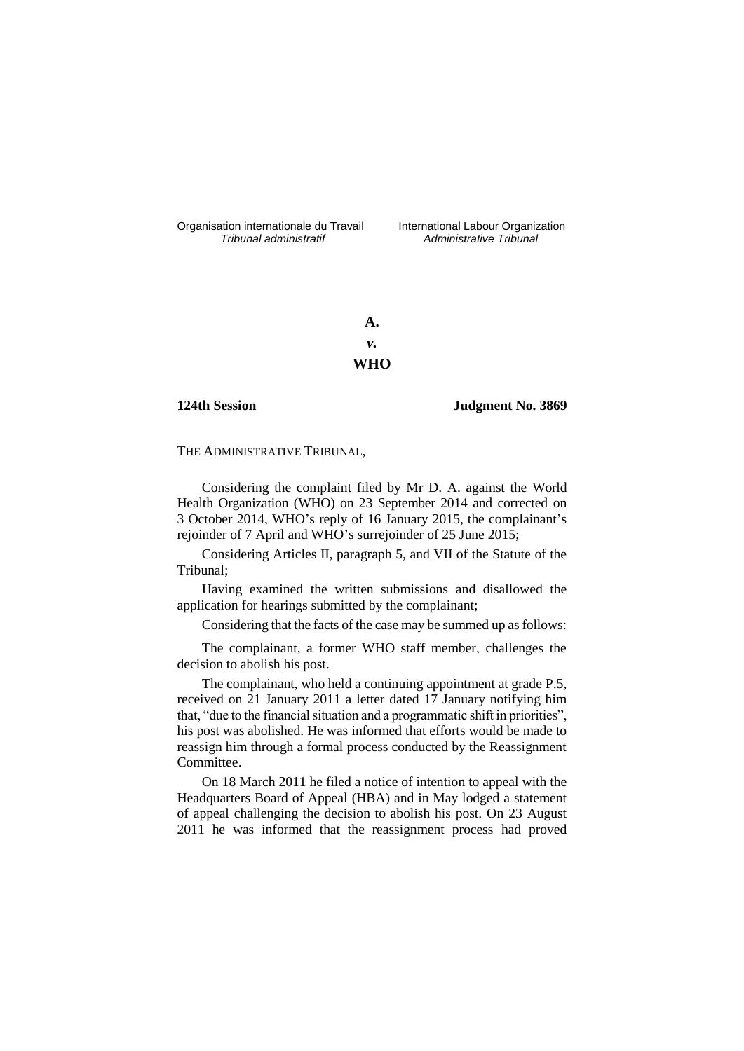Organisation internationale du Travail
*Tribunal administratif*

International Labour Organization
*Administrative Tribunal*

**A.**

***v.***

**WHO**

**124th Session** **Judgment No. 3869**

THE ADMINISTRATIVE TRIBUNAL,

Considering the complaint filed by Mr D. A. against the World Health Organization (WHO) on 23 September 2014 and corrected on 3 October 2014, WHO's reply of 16 January 2015, the complainant's rejoinder of 7 April and WHO's surrejoinder of 25 June 2015;

Considering Articles II, paragraph 5, and VII of the Statute of the Tribunal;

Having examined the written submissions and disallowed the application for hearings submitted by the complainant;

Considering that the facts of the case may be summed up as follows:

The complainant, a former WHO staff member, challenges the decision to abolish his post.

The complainant, who held a continuing appointment at grade P.5, received on 21 January 2011 a letter dated 17 January notifying him that, "due to the financial situation and a programmatic shift in priorities", his post was abolished. He was informed that efforts would be made to reassign him through a formal process conducted by the Reassignment Committee.

On 18 March 2011 he filed a notice of intention to appeal with the Headquarters Board of Appeal (HBA) and in May lodged a statement of appeal challenging the decision to abolish his post. On 23 August 2011 he was informed that the reassignment process had proved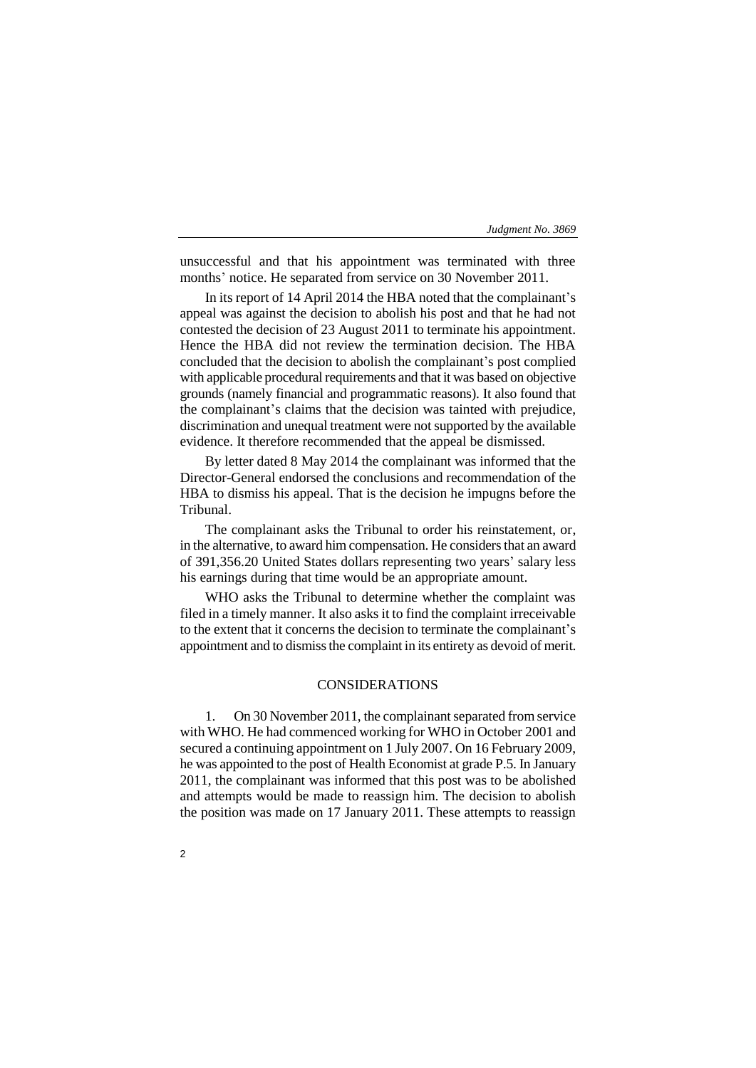unsuccessful and that his appointment was terminated with three months' notice. He separated from service on 30 November 2011.

In its report of 14 April 2014 the HBA noted that the complainant's appeal was against the decision to abolish his post and that he had not contested the decision of 23 August 2011 to terminate his appointment. Hence the HBA did not review the termination decision. The HBA concluded that the decision to abolish the complainant's post complied with applicable procedural requirements and that it was based on objective grounds (namely financial and programmatic reasons). It also found that the complainant's claims that the decision was tainted with prejudice, discrimination and unequal treatment were not supported by the available evidence. It therefore recommended that the appeal be dismissed.

By letter dated 8 May 2014 the complainant was informed that the Director-General endorsed the conclusions and recommendation of the HBA to dismiss his appeal. That is the decision he impugns before the Tribunal.

The complainant asks the Tribunal to order his reinstatement, or, in the alternative, to award him compensation. He considers that an award of 391,356.20 United States dollars representing two years' salary less his earnings during that time would be an appropriate amount.

WHO asks the Tribunal to determine whether the complaint was filed in a timely manner. It also asks it to find the complaint irreceivable to the extent that it concerns the decision to terminate the complainant's appointment and to dismiss the complaint in its entirety as devoid of merit.

## CONSIDERATIONS

1. On 30 November 2011, the complainant separated from service with WHO. He had commenced working for WHO in October 2001 and secured a continuing appointment on 1 July 2007. On 16 February 2009, he was appointed to the post of Health Economist at grade P.5. In January 2011, the complainant was informed that this post was to be abolished and attempts would be made to reassign him. The decision to abolish the position was made on 17 January 2011. These attempts to reassign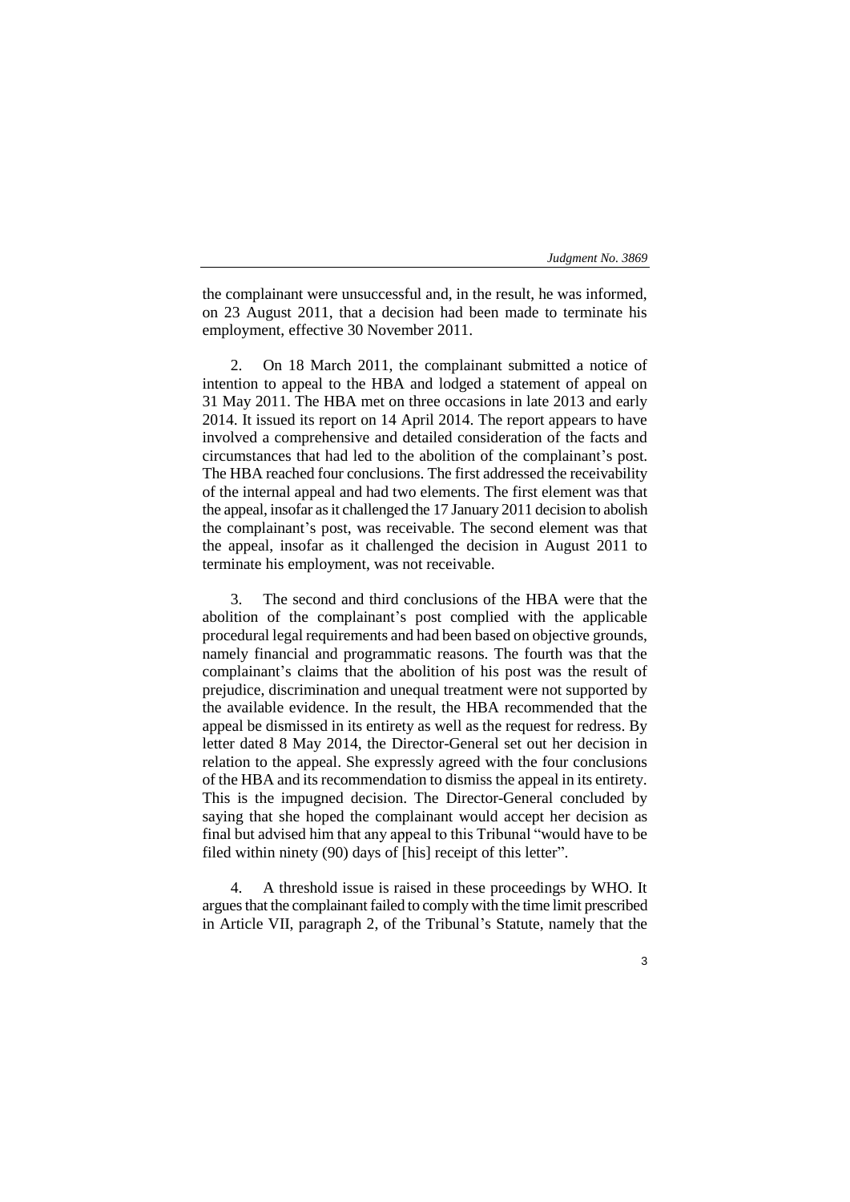the complainant were unsuccessful and, in the result, he was informed, on 23 August 2011, that a decision had been made to terminate his employment, effective 30 November 2011.

2. On 18 March 2011, the complainant submitted a notice of intention to appeal to the HBA and lodged a statement of appeal on 31 May 2011. The HBA met on three occasions in late 2013 and early 2014. It issued its report on 14 April 2014. The report appears to have involved a comprehensive and detailed consideration of the facts and circumstances that had led to the abolition of the complainant's post. The HBA reached four conclusions. The first addressed the receivability of the internal appeal and had two elements. The first element was that the appeal, insofar as it challenged the 17 January 2011 decision to abolish the complainant's post, was receivable. The second element was that the appeal, insofar as it challenged the decision in August 2011 to terminate his employment, was not receivable.

3. The second and third conclusions of the HBA were that the abolition of the complainant's post complied with the applicable procedural legal requirements and had been based on objective grounds, namely financial and programmatic reasons. The fourth was that the complainant's claims that the abolition of his post was the result of prejudice, discrimination and unequal treatment were not supported by the available evidence. In the result, the HBA recommended that the appeal be dismissed in its entirety as well as the request for redress. By letter dated 8 May 2014, the Director-General set out her decision in relation to the appeal. She expressly agreed with the four conclusions of the HBA and its recommendation to dismiss the appeal in its entirety. This is the impugned decision. The Director-General concluded by saying that she hoped the complainant would accept her decision as final but advised him that any appeal to this Tribunal "would have to be filed within ninety (90) days of [his] receipt of this letter".

4. A threshold issue is raised in these proceedings by WHO. It argues that the complainant failed to comply with the time limit prescribed in Article VII, paragraph 2, of the Tribunal's Statute, namely that the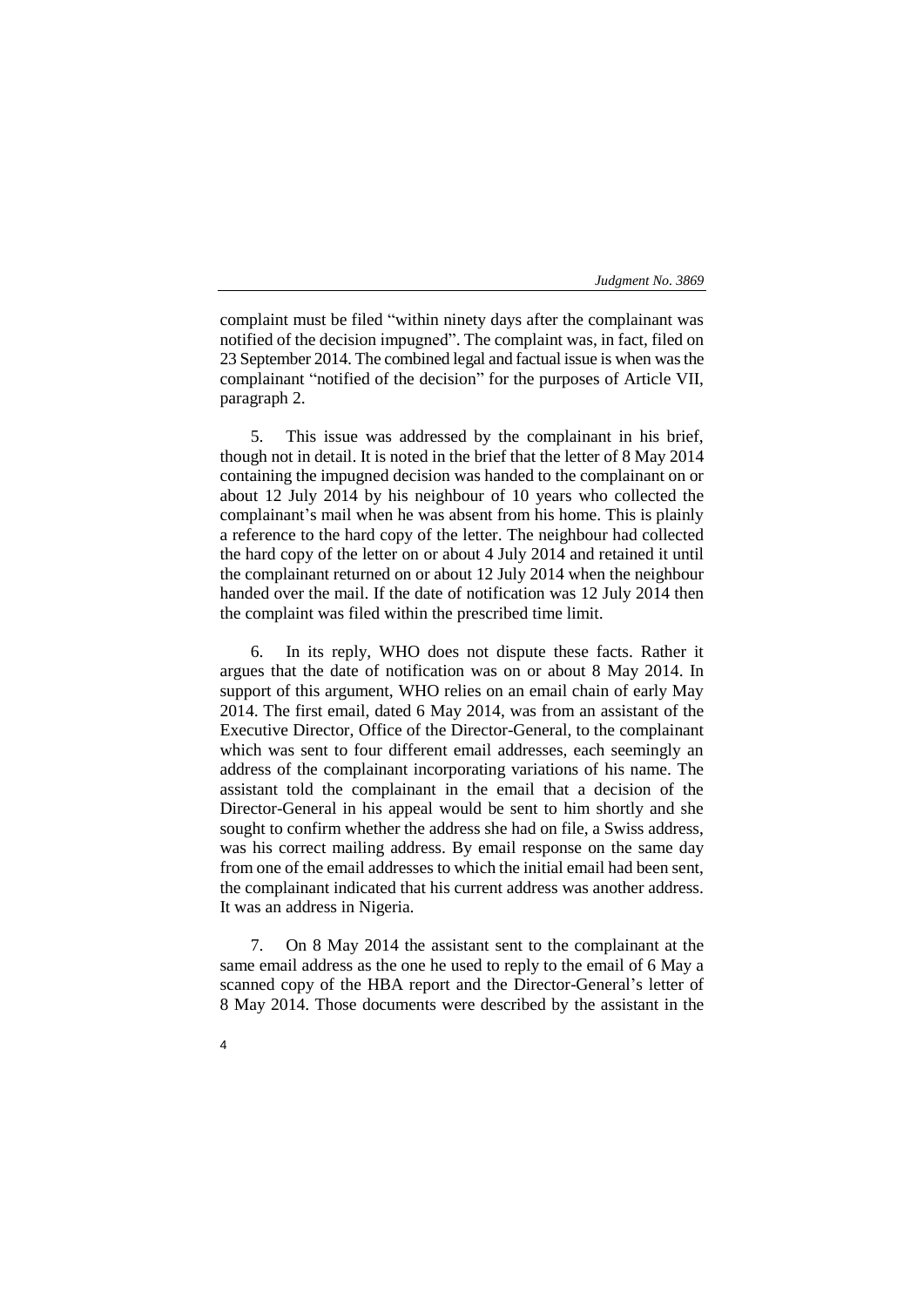complaint must be filed "within ninety days after the complainant was notified of the decision impugned". The complaint was, in fact, filed on 23 September 2014. The combined legal and factual issue is when was the complainant "notified of the decision" for the purposes of Article VII, paragraph 2.

5. This issue was addressed by the complainant in his brief, though not in detail. It is noted in the brief that the letter of 8 May 2014 containing the impugned decision was handed to the complainant on or about 12 July 2014 by his neighbour of 10 years who collected the complainant's mail when he was absent from his home. This is plainly a reference to the hard copy of the letter. The neighbour had collected the hard copy of the letter on or about 4 July 2014 and retained it until the complainant returned on or about 12 July 2014 when the neighbour handed over the mail. If the date of notification was 12 July 2014 then the complaint was filed within the prescribed time limit.

6. In its reply, WHO does not dispute these facts. Rather it argues that the date of notification was on or about 8 May 2014. In support of this argument, WHO relies on an email chain of early May 2014. The first email, dated 6 May 2014, was from an assistant of the Executive Director, Office of the Director-General, to the complainant which was sent to four different email addresses, each seemingly an address of the complainant incorporating variations of his name. The assistant told the complainant in the email that a decision of the Director-General in his appeal would be sent to him shortly and she sought to confirm whether the address she had on file, a Swiss address, was his correct mailing address. By email response on the same day from one of the email addresses to which the initial email had been sent, the complainant indicated that his current address was another address. It was an address in Nigeria.

7. On 8 May 2014 the assistant sent to the complainant at the same email address as the one he used to reply to the email of 6 May a scanned copy of the HBA report and the Director-General's letter of 8 May 2014. Those documents were described by the assistant in the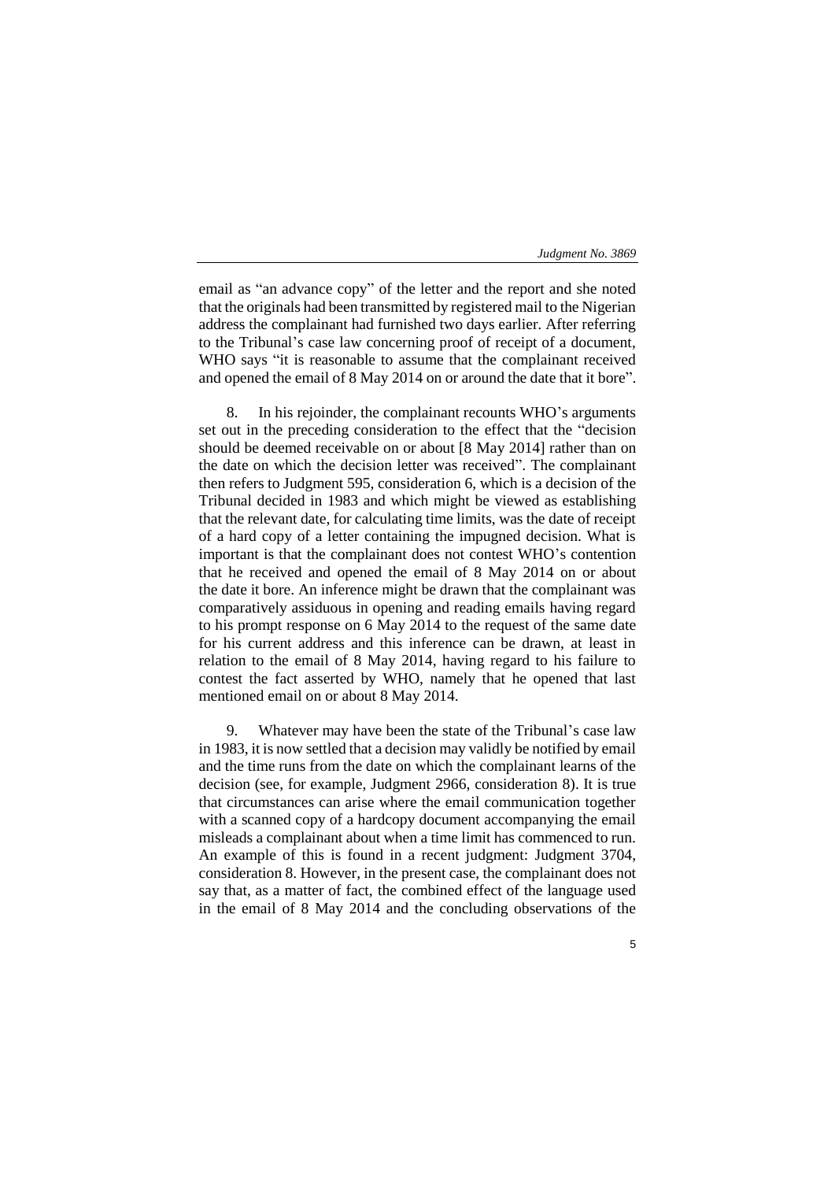email as "an advance copy" of the letter and the report and she noted that the originals had been transmitted by registered mail to the Nigerian address the complainant had furnished two days earlier. After referring to the Tribunal's case law concerning proof of receipt of a document, WHO says "it is reasonable to assume that the complainant received and opened the email of 8 May 2014 on or around the date that it bore".

8. In his rejoinder, the complainant recounts WHO's arguments set out in the preceding consideration to the effect that the "decision should be deemed receivable on or about [8 May 2014] rather than on the date on which the decision letter was received". The complainant then refers to Judgment 595, consideration 6, which is a decision of the Tribunal decided in 1983 and which might be viewed as establishing that the relevant date, for calculating time limits, was the date of receipt of a hard copy of a letter containing the impugned decision. What is important is that the complainant does not contest WHO's contention that he received and opened the email of 8 May 2014 on or about the date it bore. An inference might be drawn that the complainant was comparatively assiduous in opening and reading emails having regard to his prompt response on 6 May 2014 to the request of the same date for his current address and this inference can be drawn, at least in relation to the email of 8 May 2014, having regard to his failure to contest the fact asserted by WHO, namely that he opened that last mentioned email on or about 8 May 2014.

9. Whatever may have been the state of the Tribunal's case law in 1983, it is now settled that a decision may validly be notified by email and the time runs from the date on which the complainant learns of the decision (see, for example, Judgment 2966, consideration 8). It is true that circumstances can arise where the email communication together with a scanned copy of a hardcopy document accompanying the email misleads a complainant about when a time limit has commenced to run. An example of this is found in a recent judgment: Judgment 3704, consideration 8. However, in the present case, the complainant does not say that, as a matter of fact, the combined effect of the language used in the email of 8 May 2014 and the concluding observations of the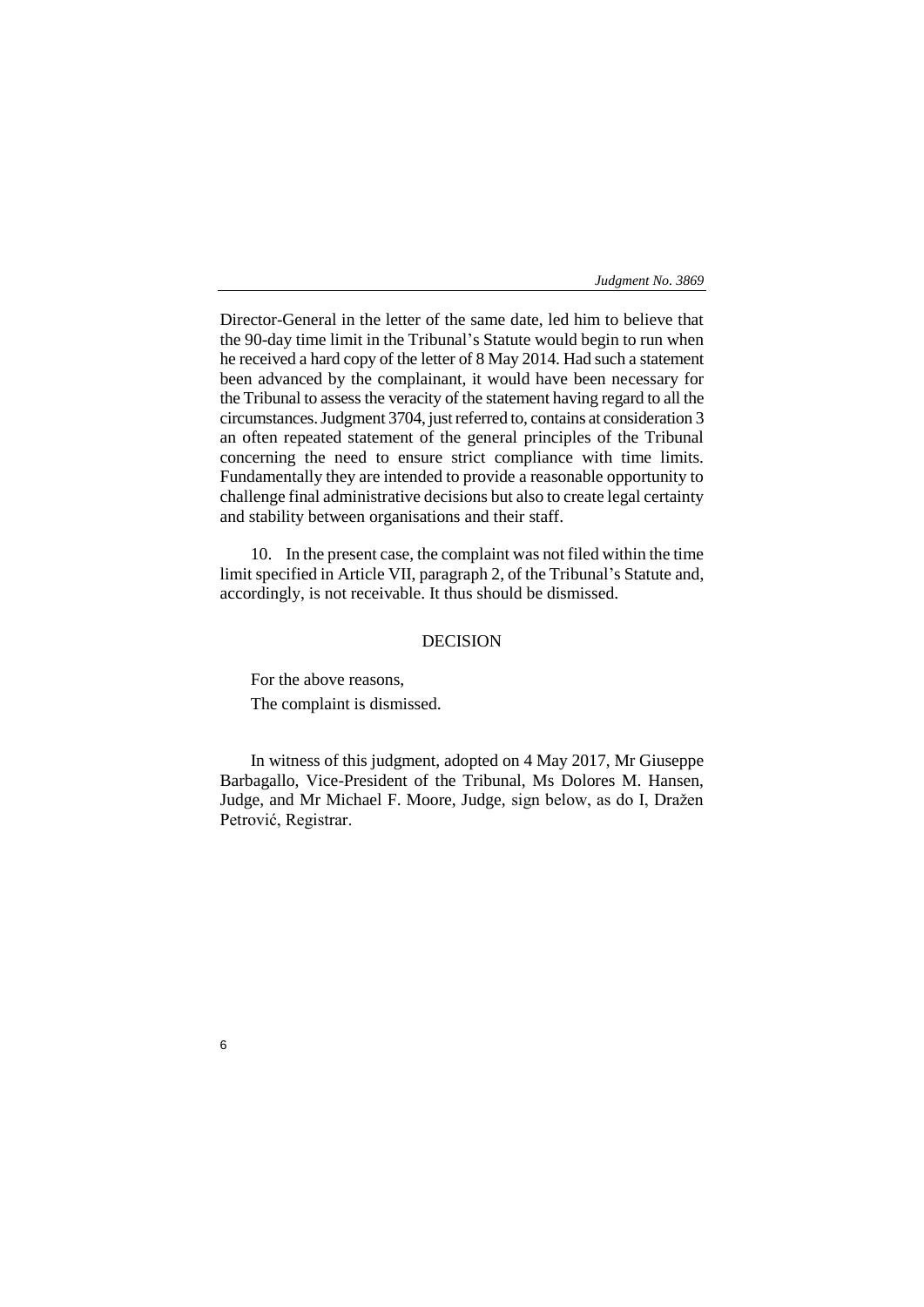Director-General in the letter of the same date, led him to believe that the 90-day time limit in the Tribunal's Statute would begin to run when he received a hard copy of the letter of 8 May 2014. Had such a statement been advanced by the complainant, it would have been necessary for the Tribunal to assess the veracity of the statement having regard to all the circumstances. Judgment 3704, just referred to, contains at consideration 3 an often repeated statement of the general principles of the Tribunal concerning the need to ensure strict compliance with time limits. Fundamentally they are intended to provide a reasonable opportunity to challenge final administrative decisions but also to create legal certainty and stability between organisations and their staff.

10. In the present case, the complaint was not filed within the time limit specified in Article VII, paragraph 2, of the Tribunal's Statute and, accordingly, is not receivable. It thus should be dismissed.

## DECISION

For the above reasons,

The complaint is dismissed.

In witness of this judgment, adopted on 4 May 2017, Mr Giuseppe Barbagallo, Vice-President of the Tribunal, Ms Dolores M. Hansen, Judge, and Mr Michael F. Moore, Judge, sign below, as do I, Dražen Petrović, Registrar.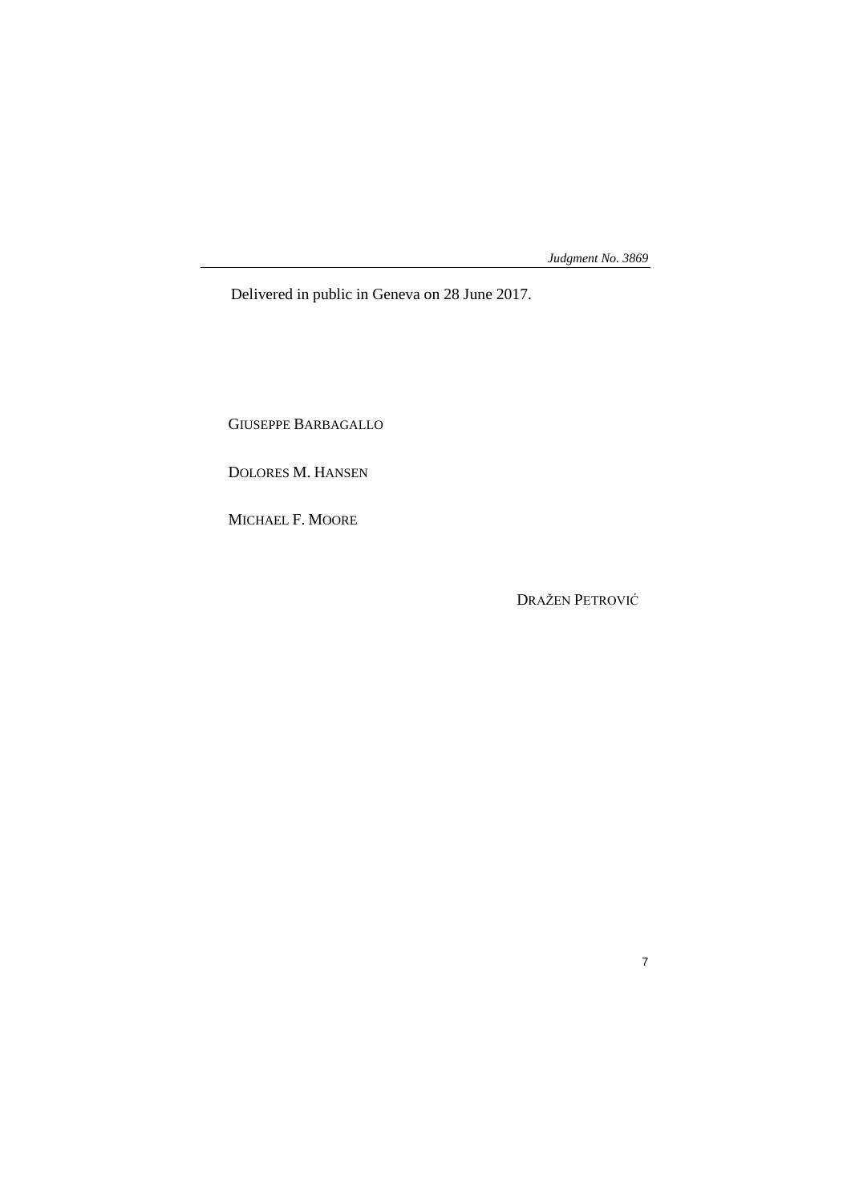Delivered in public in Geneva on 28 June 2017.

GIUSEPPE BARBAGALLO

DOLORES M. HANSEN

MICHAEL F. MOORE

DRAŽEN PETROVIĆ